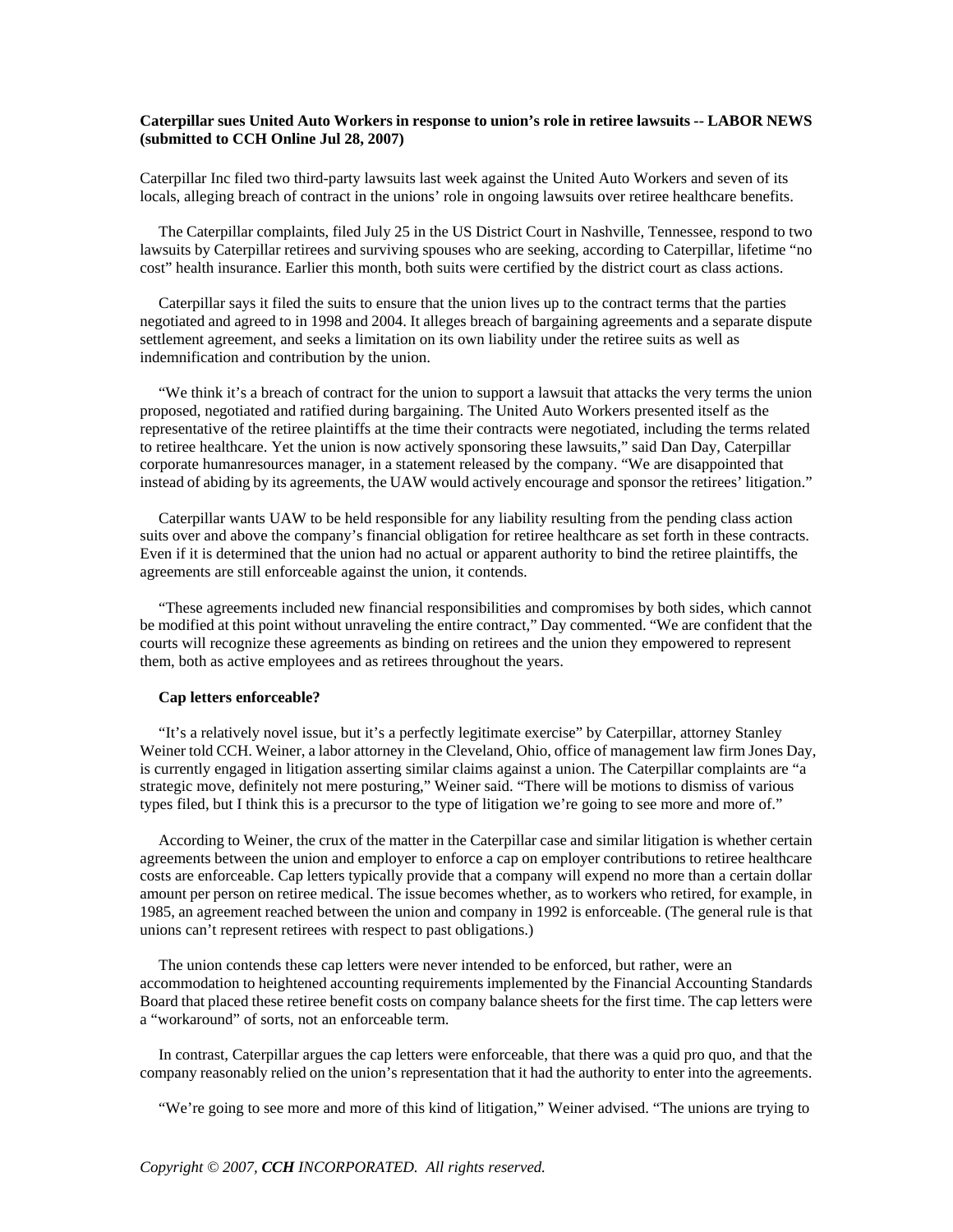**Caterpillar sues United Auto Workers in response to union's role in retiree lawsuits -- LABOR NEWS (submitted to CCH Online Jul 28, 2007)**

Caterpillar Inc filed two third-party lawsuits last week against the United Auto Workers and seven of its locals, alleging breach of contract in the unions' role in ongoing lawsuits over retiree healthcare benefits.

The Caterpillar complaints, filed July 25 in the US District Court in Nashville, Tennessee, respond to two lawsuits by Caterpillar retirees and surviving spouses who are seeking, according to Caterpillar, lifetime "no cost" health insurance. Earlier this month, both suits were certified by the district court as class actions.

Caterpillar says it filed the suits to ensure that the union lives up to the contract terms that the parties negotiated and agreed to in 1998 and 2004. It alleges breach of bargaining agreements and a separate dispute settlement agreement, and seeks a limitation on its own liability under the retiree suits as well as indemnification and contribution by the union.

"We think it's a breach of contract for the union to support a lawsuit that attacks the very terms the union proposed, negotiated and ratified during bargaining. The United Auto Workers presented itself as the representative of the retiree plaintiffs at the time their contracts were negotiated, including the terms related to retiree healthcare. Yet the union is now actively sponsoring these lawsuits," said Dan Day, Caterpillar corporate humanresources manager, in a statement released by the company. "We are disappointed that instead of abiding by its agreements, the UAW would actively encourage and sponsor the retirees' litigation."

Caterpillar wants UAW to be held responsible for any liability resulting from the pending class action suits over and above the company's financial obligation for retiree healthcare as set forth in these contracts. Even if it is determined that the union had no actual or apparent authority to bind the retiree plaintiffs, the agreements are still enforceable against the union, it contends.

"These agreements included new financial responsibilities and compromises by both sides, which cannot be modified at this point without unraveling the entire contract," Day commented. "We are confident that the courts will recognize these agreements as binding on retirees and the union they empowered to represent them, both as active employees and as retirees throughout the years.

**Cap letters enforceable?**

"It's a relatively novel issue, but it's a perfectly legitimate exercise" by Caterpillar, attorney Stanley Weiner told CCH. Weiner, a labor attorney in the Cleveland, Ohio, office of management law firm Jones Day, is currently engaged in litigation asserting similar claims against a union. The Caterpillar complaints are "a strategic move, definitely not mere posturing," Weiner said. "There will be motions to dismiss of various types filed, but I think this is a precursor to the type of litigation we're going to see more and more of."

According to Weiner, the crux of the matter in the Caterpillar case and similar litigation is whether certain agreements between the union and employer to enforce a cap on employer contributions to retiree healthcare costs are enforceable. Cap letters typically provide that a company will expend no more than a certain dollar amount per person on retiree medical. The issue becomes whether, as to workers who retired, for example, in 1985, an agreement reached between the union and company in 1992 is enforceable. (The general rule is that unions can't represent retirees with respect to past obligations.)

The union contends these cap letters were never intended to be enforced, but rather, were an accommodation to heightened accounting requirements implemented by the Financial Accounting Standards Board that placed these retiree benefit costs on company balance sheets for the first time. The cap letters were a "workaround" of sorts, not an enforceable term.

In contrast, Caterpillar argues the cap letters were enforceable, that there was a quid pro quo, and that the company reasonably relied on the union's representation that it had the authority to enter into the agreements.

"We're going to see more and more of this kind of litigation," Weiner advised. "The unions are trying to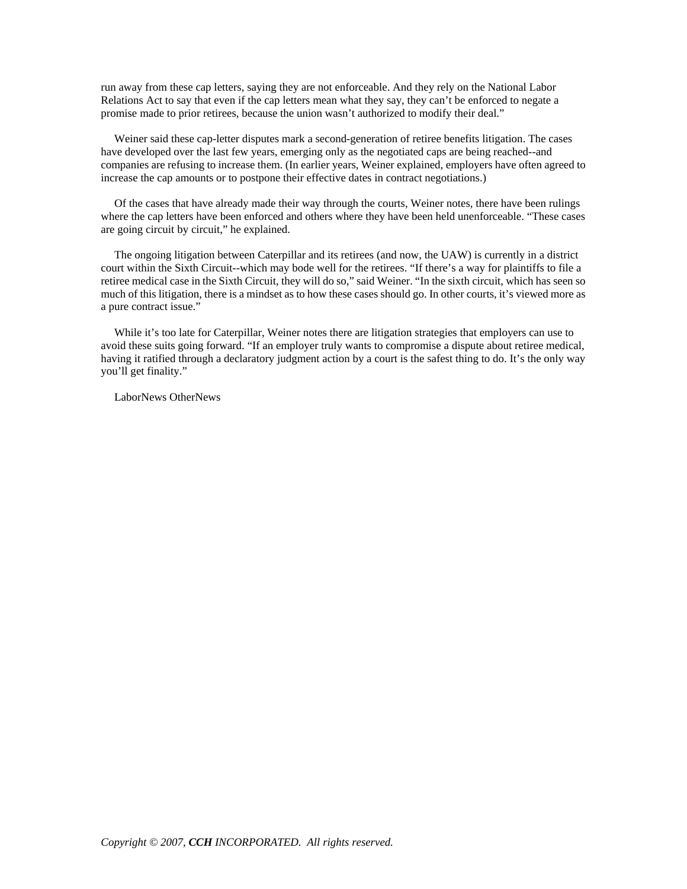run away from these cap letters, saying they are not enforceable. And they rely on the National Labor Relations Act to say that even if the cap letters mean what they say, they can't be enforced to negate a promise made to prior retirees, because the union wasn't authorized to modify their deal."

Weiner said these cap-letter disputes mark a second-generation of retiree benefits litigation. The cases have developed over the last few years, emerging only as the negotiated caps are being reached--and companies are refusing to increase them. (In earlier years, Weiner explained, employers have often agreed to increase the cap amounts or to postpone their effective dates in contract negotiations.)

Of the cases that have already made their way through the courts, Weiner notes, there have been rulings where the cap letters have been enforced and others where they have been held unenforceable. "These cases are going circuit by circuit," he explained.

The ongoing litigation between Caterpillar and its retirees (and now, the UAW) is currently in a district court within the Sixth Circuit--which may bode well for the retirees. "If there's a way for plaintiffs to file a retiree medical case in the Sixth Circuit, they will do so," said Weiner. "In the sixth circuit, which has seen so much of this litigation, there is a mindset as to how these cases should go. In other courts, it's viewed more as a pure contract issue."

While it's too late for Caterpillar, Weiner notes there are litigation strategies that employers can use to avoid these suits going forward. "If an employer truly wants to compromise a dispute about retiree medical, having it ratified through a declaratory judgment action by a court is the safest thing to do. It's the only way you'll get finality."

LaborNews OtherNews

*Copyright © 2007, **CCH** INCORPORATED. All rights reserved.*